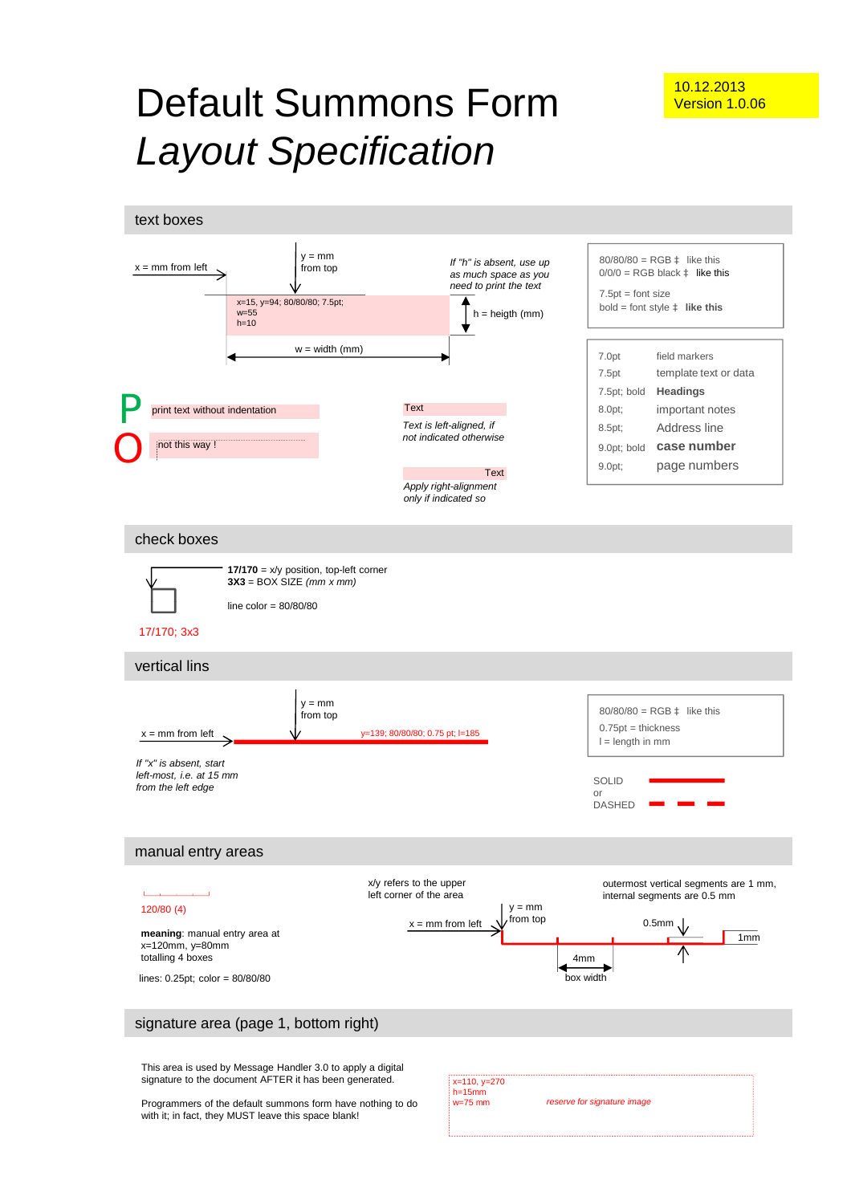10.12.2013
Version 1.0.06

# Default Summons Form
# *Layout Specification*

## text boxes

x = mm from left

y = mm
from top

x=15, y=94; 80/80/80; 7.5pt;
w=55
h=10

*If "h" is absent, use up as much space as you need to print the text*

h = heigth (mm)

w = width (mm)

80/80/80 = RGB ‡ like this
0/0/0 = RGB black ‡ like this

7.5pt = font size
bold = font style ‡ **like this**

| | |
|---|---|
| 7.0pt | field markers |
| 7.5pt | template text or data |
| 7.5pt; bold | **Headings** |
| 8.0pt; | important notes |
| 8.5pt; | Address line |
| 9.0pt; bold | **case number** |
| 9.0pt; | page numbers |

P print text without indentation

O not this way !

Text

*Text is left-aligned, if not indicated otherwise*

Text

*Apply right-alignment only if indicated so*

## check boxes

**17/170** = x/y position, top-left corner
**3X3** = BOX SIZE *(mm x mm)*

line color = 80/80/80

17/170; 3x3

## vertical lins

x = mm from left

y = mm
from top

y=139; 80/80/80; 0.75 pt; l=185

*If "x" is absent, start left-most, i.e. at 15 mm from the left edge*

80/80/80 = RGB ‡ like this
0.75pt = thickness
l = length in mm

SOLID
or
DASHED

## manual entry areas

120/80 (4)

**meaning**: manual entry area at x=120mm, y=80mm totalling 4 boxes

lines: 0.25pt; color = 80/80/80

x/y refers to the upper left corner of the area

x = mm from left

y = mm
from top

outermost vertical segments are 1 mm, internal segments are 0.5 mm

0.5mm

1mm

4mm
box width

## signature area (page 1, bottom right)

This area is used by Message Handler 3.0 to apply a digital signature to the document AFTER it has been generated.

Programmers of the default summons form have nothing to do with it; in fact, they MUST leave this space blank!

x=110, y=270
h=15mm
w=75 mm

*reserve for signature image*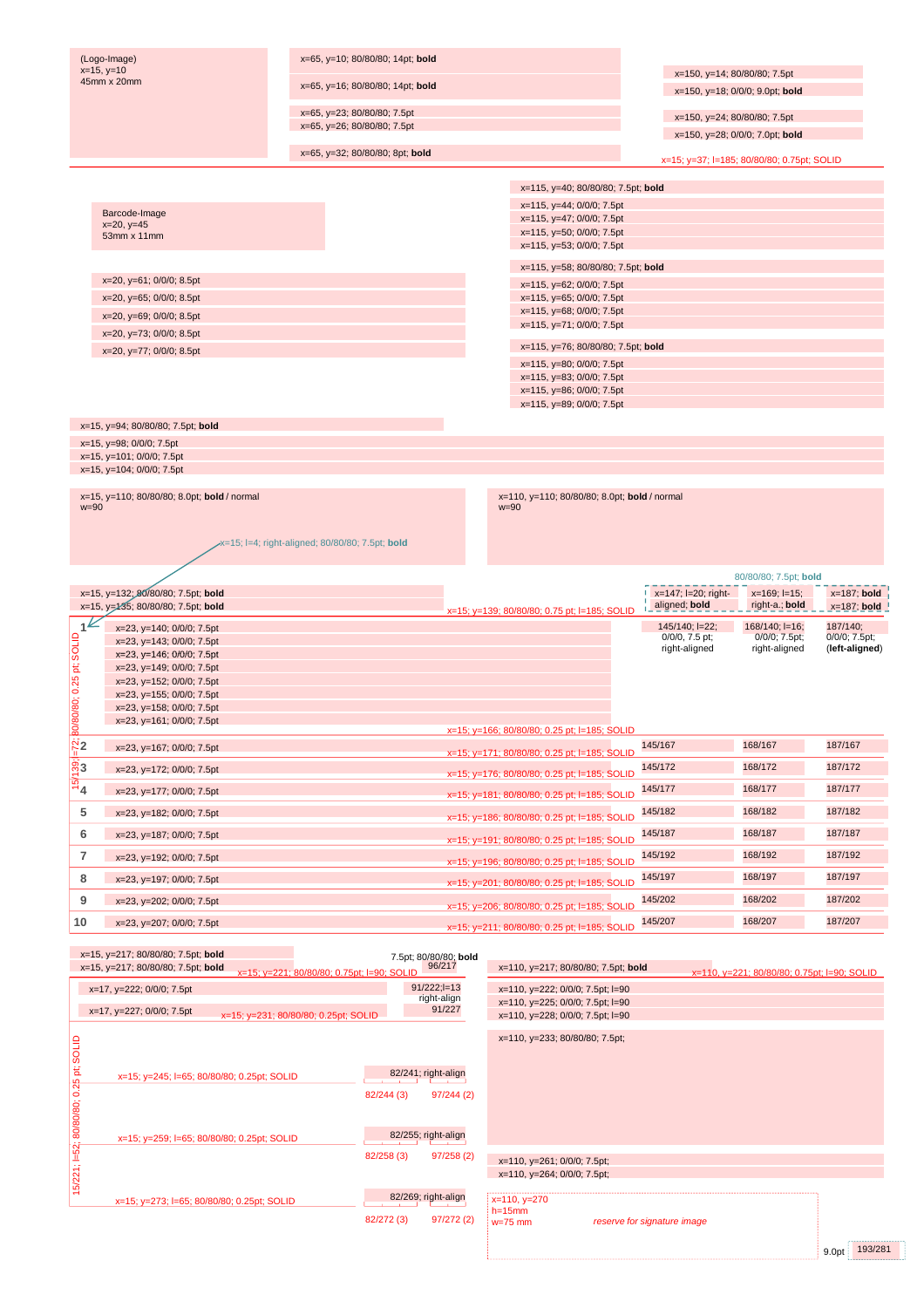(Logo-Image)
x=15, y=10
45mm x 20mm

x=65, y=10; 80/80/80; 14pt; **bold**

x=65, y=16; 80/80/80; 14pt; **bold**

x=65, y=23; 80/80/80; 7.5pt
x=65, y=26; 80/80/80; 7.5pt

x=65, y=32; 80/80/80; 8pt; **bold**

x=150, y=14; 80/80/80; 7.5pt
x=150, y=18; 0/0/0; 9.0pt; **bold**

x=150, y=24; 80/80/80; 7.5pt
x=150, y=28; 0/0/0; 7.0pt; **bold**

x=15; y=37; l=185; 80/80/80; 0.75pt; SOLID

Barcode-Image
x=20, y=45
53mm x 11mm

x=115, y=40; 80/80/80; 7.5pt; **bold**

x=115, y=44; 0/0/0; 7.5pt
x=115, y=47; 0/0/0; 7.5pt
x=115, y=50; 0/0/0; 7.5pt
x=115, y=53; 0/0/0; 7.5pt

x=115, y=58; 80/80/80; 7.5pt; **bold**

x=115, y=62; 0/0/0; 7.5pt
x=115, y=65; 0/0/0; 7.5pt
x=115, y=68; 0/0/0; 7.5pt
x=115, y=71; 0/0/0; 7.5pt

x=115, y=76; 80/80/80; 7.5pt; **bold**

x=115, y=80; 0/0/0; 7.5pt
x=115, y=83; 0/0/0; 7.5pt
x=115, y=86; 0/0/0; 7.5pt
x=115, y=89; 0/0/0; 7.5pt

x=20, y=61; 0/0/0; 8.5pt
x=20, y=65; 0/0/0; 8.5pt
x=20, y=69; 0/0/0; 8.5pt
x=20, y=73; 0/0/0; 8.5pt
x=20, y=77; 0/0/0; 8.5pt

x=15, y=94; 80/80/80; 7.5pt; **bold**

x=15, y=98; 0/0/0; 7.5pt
x=15, y=101; 0/0/0; 7.5pt
x=15, y=104; 0/0/0; 7.5pt

x=15, y=110; 80/80/80; 8.0pt; **bold** / normal
w=90

x=110, y=110; 80/80/80; 8.0pt; **bold** / normal
w=90

x=15; l=4; right-aligned; 80/80/80; 7.5pt; **bold**

80/80/80; 7.5pt; **bold**

x=15, y=132; 80/80/80; 7.5pt; **bold**
x=15, y=135; 80/80/80; 7.5pt; **bold**

x=15; y=139; 80/80/80; 0.75 pt; l=185; SOLID

15/139; l=72; 80/80/80; 0.25 pt; SOLID

| | | | x=147; l=20; right-aligned; **bold** | x=169; l=15; right-a.; **bold** | x=187; **bold** x=187; **bold** |
|---|---|---|---|---|---|
| 1 | x=23, y=140; 0/0/0; 7.5pt<br>x=23, y=143; 0/0/0; 7.5pt<br>x=23, y=146; 0/0/0; 7.5pt<br>x=23, y=149; 0/0/0; 7.5pt<br>x=23, y=152; 0/0/0; 7.5pt<br>x=23, y=155; 0/0/0; 7.5pt<br>x=23, y=158; 0/0/0; 7.5pt<br>x=23, y=161; 0/0/0; 7.5pt | x=15; y=166; 80/80/80; 0.25 pt; l=185; SOLID | 145/140; l=22; 0/0/0, 7.5 pt; right-aligned | 168/140; l=16; 0/0/0; 7.5pt; right-aligned | 187/140; 0/0/0; 7.5pt; (**left-aligned**) |
| 2 | x=23, y=167; 0/0/0; 7.5pt | x=15; y=171; 80/80/80; 0.25 pt; l=185; SOLID | 145/167 | 168/167 | 187/167 |
| 3 | x=23, y=172; 0/0/0; 7.5pt | x=15; y=176; 80/80/80; 0.25 pt; l=185; SOLID | 145/172 | 168/172 | 187/172 |
| 4 | x=23, y=177; 0/0/0; 7.5pt | x=15; y=181; 80/80/80; 0.25 pt; l=185; SOLID | 145/177 | 168/177 | 187/177 |
| 5 | x=23, y=182; 0/0/0; 7.5pt | x=15; y=186; 80/80/80; 0.25 pt; l=185; SOLID | 145/182 | 168/182 | 187/182 |
| 6 | x=23, y=187; 0/0/0; 7.5pt | x=15; y=191; 80/80/80; 0.25 pt; l=185; SOLID | 145/187 | 168/187 | 187/187 |
| 7 | x=23, y=192; 0/0/0; 7.5pt | x=15; y=196; 80/80/80; 0.25 pt; l=185; SOLID | 145/192 | 168/192 | 187/192 |
| 8 | x=23, y=197; 0/0/0; 7.5pt | x=15; y=201; 80/80/80; 0.25 pt; l=185; SOLID | 145/197 | 168/197 | 187/197 |
| 9 | x=23, y=202; 0/0/0; 7.5pt | x=15; y=206; 80/80/80; 0.25 pt; l=185; SOLID | 145/202 | 168/202 | 187/202 |
| 10 | x=23, y=207; 0/0/0; 7.5pt | x=15; y=211; 80/80/80; 0.25 pt; l=185; SOLID | 145/207 | 168/207 | 187/207 |

x=15, y=217; 80/80/80; 7.5pt; **bold**
x=15, y=217; 80/80/80; 7.5pt; **bold**

7.5pt; 80/80/80; **bold**
96/217

x=15; y=221; 80/80/80; 0.75pt; l=90; SOLID

x=17, y=222; 0/0/0; 7.5pt

91/222;l=13
right-align
91/227

x=17, y=227; 0/0/0; 7.5pt

x=15; y=231; 80/80/80; 0.25pt; SOLID

15/221; l=52; 80/80/80; 0.25 pt; SOLID

x=15; y=245; l=65; 80/80/80; 0.25pt; SOLID

82/241; right-align
82/244 (3) 97/244 (2)

x=15; y=259; l=65; 80/80/80; 0.25pt; SOLID

82/255; right-align
82/258 (3) 97/258 (2)

x=15; y=273; l=65; 80/80/80; 0.25pt; SOLID

82/269; right-align
82/272 (3) 97/272 (2)

x=110, y=217; 80/80/80; 7.5pt; **bold**

x=110, y=221; 80/80/80; 0.75pt; l=90; SOLID

x=110, y=222; 0/0/0; 7.5pt; l=90
x=110, y=225; 0/0/0; 7.5pt; l=90
x=110, y=228; 0/0/0; 7.5pt; l=90

x=110, y=233; 80/80/80; 7.5pt;

x=110, y=261; 0/0/0; 7.5pt;
x=110, y=264; 0/0/0; 7.5pt;

x=110, y=270
h=15mm
w=75 mm

*reserve for signature image*

9.0pt 193/281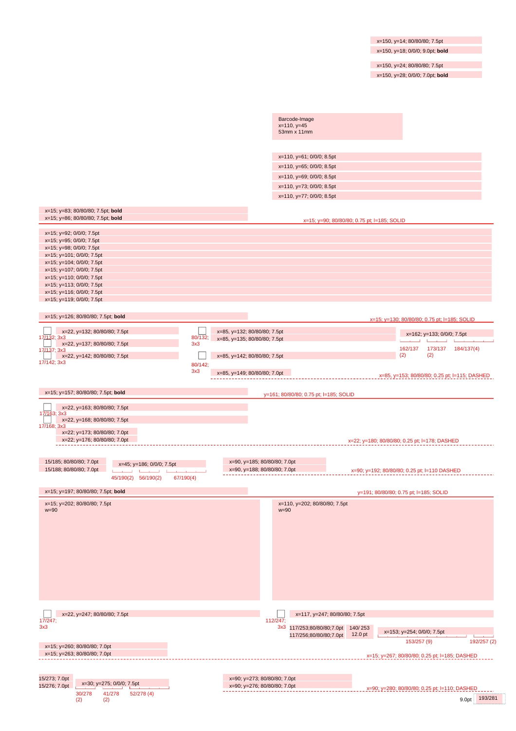x=150, y=14; 80/80/80; 7.5pt

x=150, y=18; 0/0/0; 9.0pt; **bold**

x=150, y=24; 80/80/80; 7.5pt

x=150, y=28; 0/0/0; 7.0pt; **bold**

Barcode-Image
x=110, y=45
53mm x 11mm

x=110, y=61; 0/0/0; 8.5pt

x=110, y=65; 0/0/0; 8.5pt

x=110, y=69; 0/0/0; 8.5pt

x=110, y=73; 0/0/0; 8.5pt

x=110, y=77; 0/0/0; 8.5pt

x=15; y=83; 80/80/80; 7.5pt; **bold**

x=15; y=86; 80/80/80; 7.5pt; **bold**

x=15; y=90; 80/80/80; 0.75 pt; l=185; SOLID

x=15; y=92; 0/0/0; 7.5pt
x=15; y=95; 0/0/0; 7.5pt
x=15; y=98; 0/0/0; 7.5pt
x=15; y=101; 0/0/0; 7.5pt
x=15; y=104; 0/0/0; 7.5pt
x=15; y=107; 0/0/0; 7.5pt
x=15; y=110; 0/0/0; 7.5pt
x=15; y=113; 0/0/0; 7.5pt
x=15; y=116; 0/0/0; 7.5pt
x=15; y=119; 0/0/0; 7.5pt

x=15; y=126; 80/80/80; 7.5pt; **bold**

x=15; y=130; 80/80/80; 0.75 pt; l=185; SOLID

17/132; 3x3 x=22, y=132; 80/80/80; 7.5pt

17/137; 3x3 x=22, y=137; 80/80/80; 7.5pt

17/142; 3x3 x=22, y=142; 80/80/80; 7.5pt

80/132; 3x3 x=85, y=132; 80/80/80; 7.5pt

x=85, y=135; 80/80/80; 7.5pt

80/142; 3x3 x=85, y=142; 80/80/80; 7.5pt

x=85, y=149; 80/80/80; 7.0pt

x=162; y=133; 0/0/0; 7.5pt

162/137 (2) 173/137 (2) 184/137(4)

x=85, y=153; 80/80/80; 0.25 pt; l=115; DASHED

x=15; y=157; 80/80/80; 7.5pt; **bold**

y=161; 80/80/80; 0.75 pt; l=185; SOLID

17/163; 3x3 x=22, y=163; 80/80/80; 7.5pt

17/168; 3x3 x=22, y=168; 80/80/80; 7.5pt

x=22; y=173; 80/80/80; 7.0pt

x=22; y=176; 80/80/80; 7.0pt

x=22; y=180; 80/80/80; 0.25 pt; l=178; DASHED

15/185; 80/80/80; 7.0pt

15/188; 80/80/80; 7.0pt

x=45; y=186; 0/0/0; 7.5pt

45/190(2) 56/190(2) 67/190(4)

x=90, y=185; 80/80/80; 7.0pt

x=90, y=188; 80/80/80; 7.0pt

x=90; y=192; 80/80/80; 0.25 pt; l=110 DASHED

x=15; y=197; 80/80/80; 7.5pt; **bold**

y=191; 80/80/80; 0.75 pt; l=185; SOLID

x=15; y=202; 80/80/80; 7.5pt
w=90

x=110; y=202; 80/80/80; 7.5pt
w=90

17/247; 3x3 x=22, y=247; 80/80/80; 7.5pt

112/247; 3x3 x=117, y=247; 80/80/80; 7.5pt

117/253;80/80/80;7.0pt

117/256;80/80/80;7.0pt

140/ 253 12.0 pt

x=153; y=254; 0/0/0; 7.5pt

153/257 (9) 192/257 (2)

x=15; y=260; 80/80/80; 7.0pt

x=15; y=263; 80/80/80; 7.0pt

x=15; y=267; 80/80/80; 0.25 pt; l=185; DASHED

15/273; 7.0pt

15/276; 7.0pt

x=30; y=275; 0/0/0; 7.5pt

30/278 (2) 41/278 (2) 52/278 (4)

x=90; y=273; 80/80/80; 7.0pt

x=90; y=276; 80/80/80; 7.0pt

x=90; y=280; 80/80/80; 0.25 pt; l=110; DASHED

9.0pt 193/281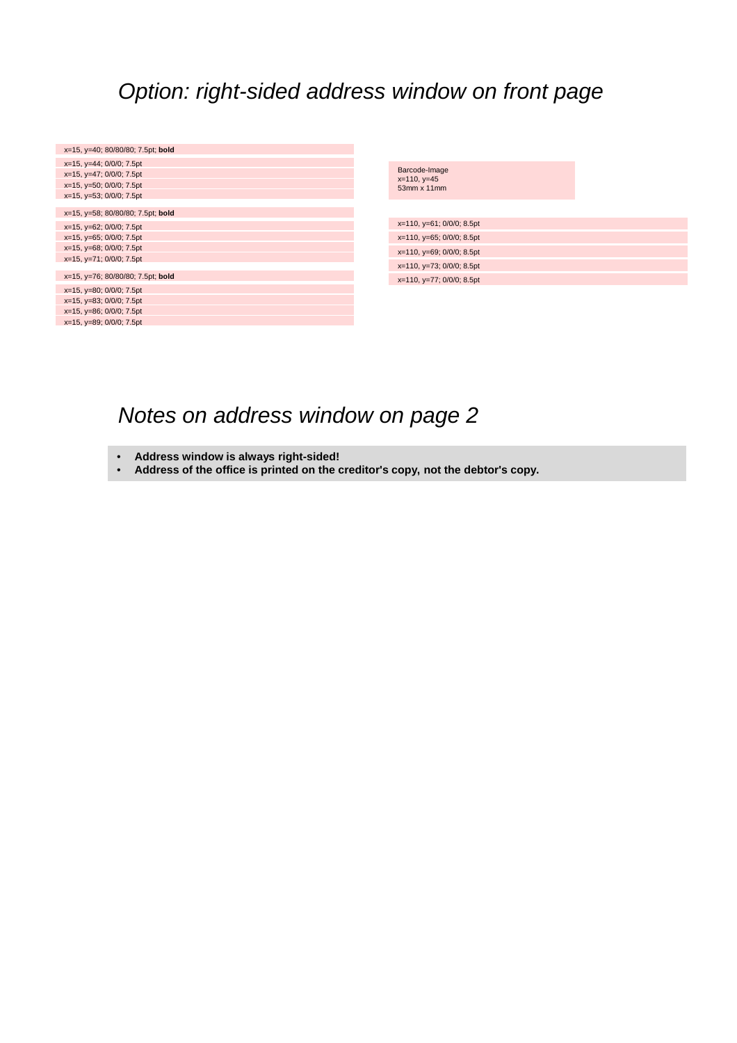# *Option: right-sided address window on front page*

x=15, y=40; 80/80/80; 7.5pt; **bold**

x=15, y=44; 0/0/0; 7.5pt

x=15, y=47; 0/0/0; 7.5pt

x=15, y=50; 0/0/0; 7.5pt

x=15, y=53; 0/0/0; 7.5pt

x=15, y=58; 80/80/80; 7.5pt; **bold**

x=15, y=62; 0/0/0; 7.5pt

x=15, y=65; 0/0/0; 7.5pt

x=15, y=68; 0/0/0; 7.5pt

x=15, y=71; 0/0/0; 7.5pt

x=15, y=76; 80/80/80; 7.5pt; **bold**

x=15, y=80; 0/0/0; 7.5pt

x=15, y=83; 0/0/0; 7.5pt

x=15, y=86; 0/0/0; 7.5pt

x=15, y=89; 0/0/0; 7.5pt

Barcode-Image
x=110, y=45
53mm x 11mm

x=110, y=61; 0/0/0; 8.5pt

x=110, y=65; 0/0/0; 8.5pt

x=110, y=69; 0/0/0; 8.5pt

x=110, y=73; 0/0/0; 8.5pt

x=110, y=77; 0/0/0; 8.5pt

# *Notes on address window on page 2*

- **Address window is always right-sided!**
- **Address of the office is printed on the creditor's copy, not the debtor's copy.**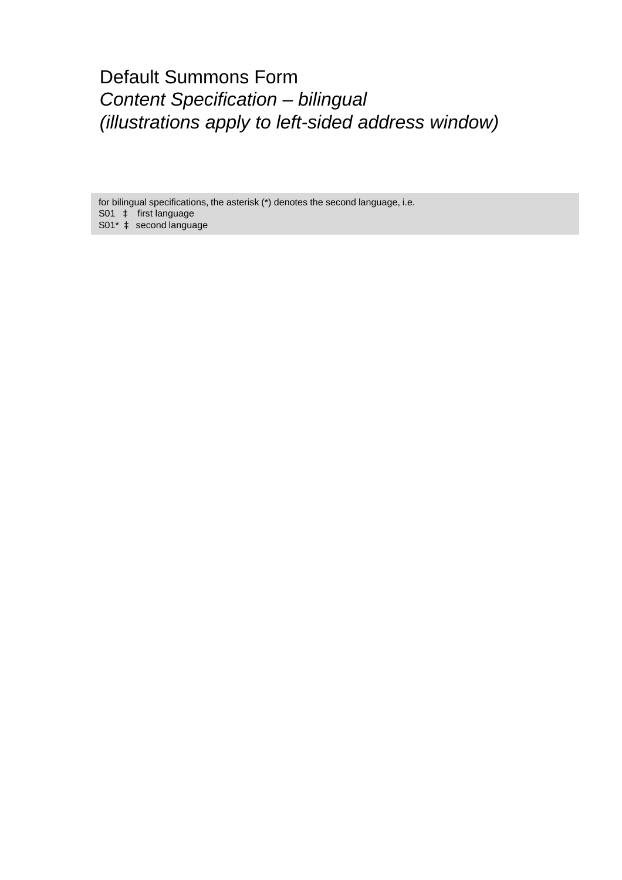# Default Summons Form

*Content Specification – bilingual*
*(illustrations apply to left-sided address window)*

for bilingual specifications, the asterisk (*) denotes the second language, i.e.
S01 ‡ first language
S01* ‡ second language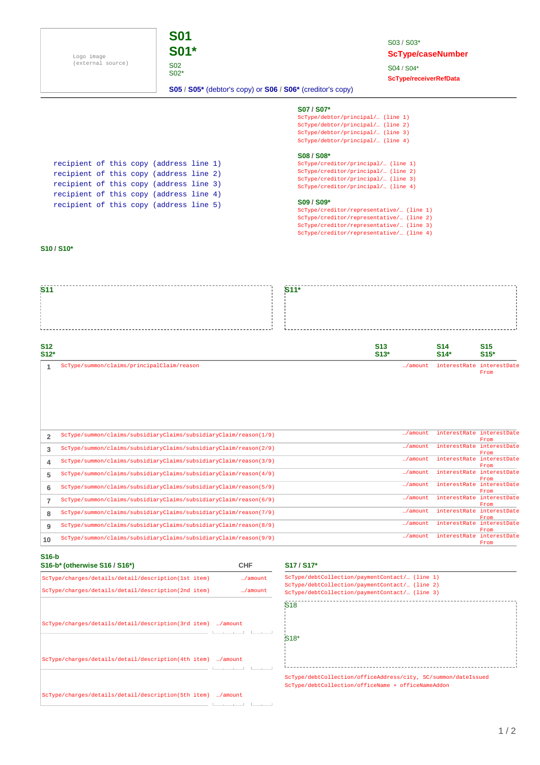Logo image (external source)

# S01
# S01*

S02
S02*

**S05** / **S05*** (debtor's copy) or **S06** / **S06*** (creditor's copy)

S03 / S03*
**ScType/caseNumber**

S04 / S04*
**ScType/receiverRefData**

recipient of this copy (address line 1)
recipient of this copy (address line 2)
recipient of this copy (address line 3)
recipient of this copy (address line 4)
recipient of this copy (address line 5)

**S07 / S07***
ScType/debtor/principal/… (line 1)
ScType/debtor/principal/… (line 2)
ScType/debtor/principal/… (line 3)
ScType/debtor/principal/… (line 4)

**S08 / S08***
ScType/creditor/principal/… (line 1)
ScType/creditor/principal/… (line 2)
ScType/creditor/principal/… (line 3)
ScType/creditor/principal/… (line 4)

**S09 / S09***
ScType/creditor/representative/… (line 1)
ScType/creditor/representative/… (line 2)
ScType/creditor/representative/… (line 3)
ScType/creditor/representative/… (line 4)

**S10 / S10***

**S11**

**S11***

| | S12 S12* | S13 S13* | S14 S14* | S15 S15* |
|---|---|---|---|---|
| 1 | ScType/summon/claims/principalClaim/reason | …/amount | interestRate | interestDate From |
| 2 | ScType/summon/claims/subsidiaryClaims/subsidiaryClaim/reason(1/9) | …/amount | interestRate | interestDate From |
| 3 | ScType/summon/claims/subsidiaryClaims/subsidiaryClaim/reason(2/9) | …/amount | interestRate | interestDate From |
| 4 | ScType/summon/claims/subsidiaryClaims/subsidiaryClaim/reason(3/9) | …/amount | interestRate | interestDate From |
| 5 | ScType/summon/claims/subsidiaryClaims/subsidiaryClaim/reason(4/9) | …/amount | interestRate | interestDate From |
| 6 | ScType/summon/claims/subsidiaryClaims/subsidiaryClaim/reason(5/9) | …/amount | interestRate | interestDate From |
| 7 | ScType/summon/claims/subsidiaryClaims/subsidiaryClaim/reason(6/9) | …/amount | interestRate | interestDate From |
| 8 | ScType/summon/claims/subsidiaryClaims/subsidiaryClaim/reason(7/9) | …/amount | interestRate | interestDate From |
| 9 | ScType/summon/claims/subsidiaryClaims/subsidiaryClaim/reason(8/9) | …/amount | interestRate | interestDate From |
| 10 | ScType/summon/claims/subsidiaryClaims/subsidiaryClaim/reason(9/9) | …/amount | interestRate | interestDate From |

**S16-b**

| S16-b* (otherwise S16 / S16*) | CHF |
|---|---|
| ScType/charges/details/detail/description(1st item) | …/amount |
| ScType/charges/details/detail/description(2nd item) | …/amount |
| ScType/charges/details/detail/description(3rd item) | …/amount |
| ScType/charges/details/detail/description(4th item) | …/amount |
| ScType/charges/details/detail/description(5th item) | …/amount |

**S17 / S17***
ScType/debtCollection/paymentContact/… (line 1)
ScType/debtCollection/paymentContact/… (line 2)
ScType/debtCollection/paymentContact/… (line 3)

S18

S18*

ScType/debtCollection/officeAddress/city, SC/summon/dateIssued
ScType/debtCollection/officeName + officeNameAddon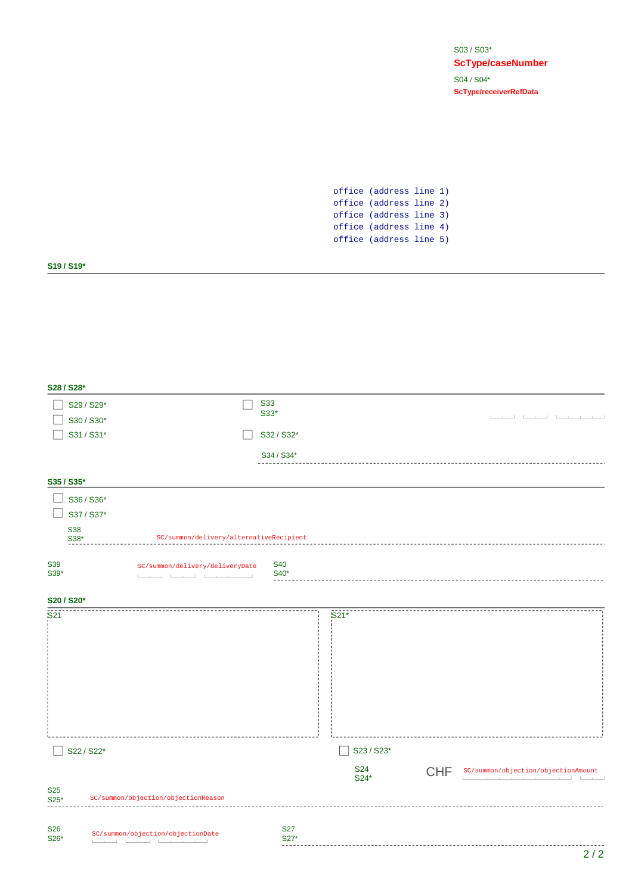S03 / S03*

**ScType/caseNumber**

S04 / S04*

**ScType/receiverRefData**

```
office (address line 1)
office (address line 2)
office (address line 3)
office (address line 4)
office (address line 5)
```

**S19 / S19***

**S28 / S28***

- ☐ S29 / S29*
- ☐ S30 / S30*
- ☐ S31 / S31*
- ☐ S33  
  S33*
- ☐ S32 / S32*

S34 / S34*

**S35 / S35***

- ☐ S36 / S36*
- ☐ S37 / S37*

S38  
S38* SC/summon/delivery/alternativeRecipient

S39  
S39* SC/summon/delivery/deliveryDate

S40  
S40*

**S20 / S20***

| S21 | S21* |
| --- | --- |
| | |

- ☐ S22 / S22*
- ☐ S23 / S23*

S24  
S24* CHF SC/summon/objection/objectionAmount

S25  
S25* SC/summon/objection/objectionReason

S26  
S26* SC/summon/objection/objectionDate

S27  
S27*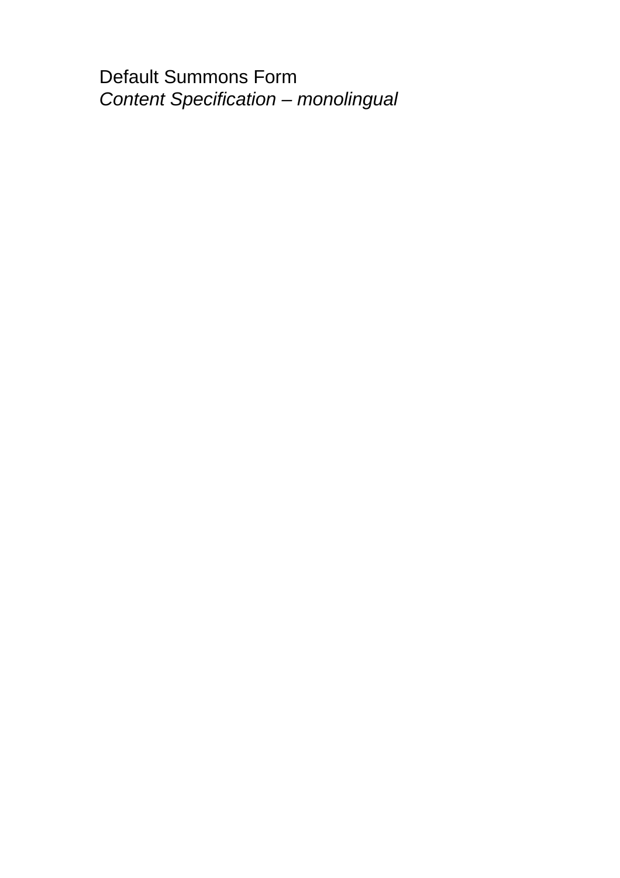Default Summons Form

*Content Specification – monolingual*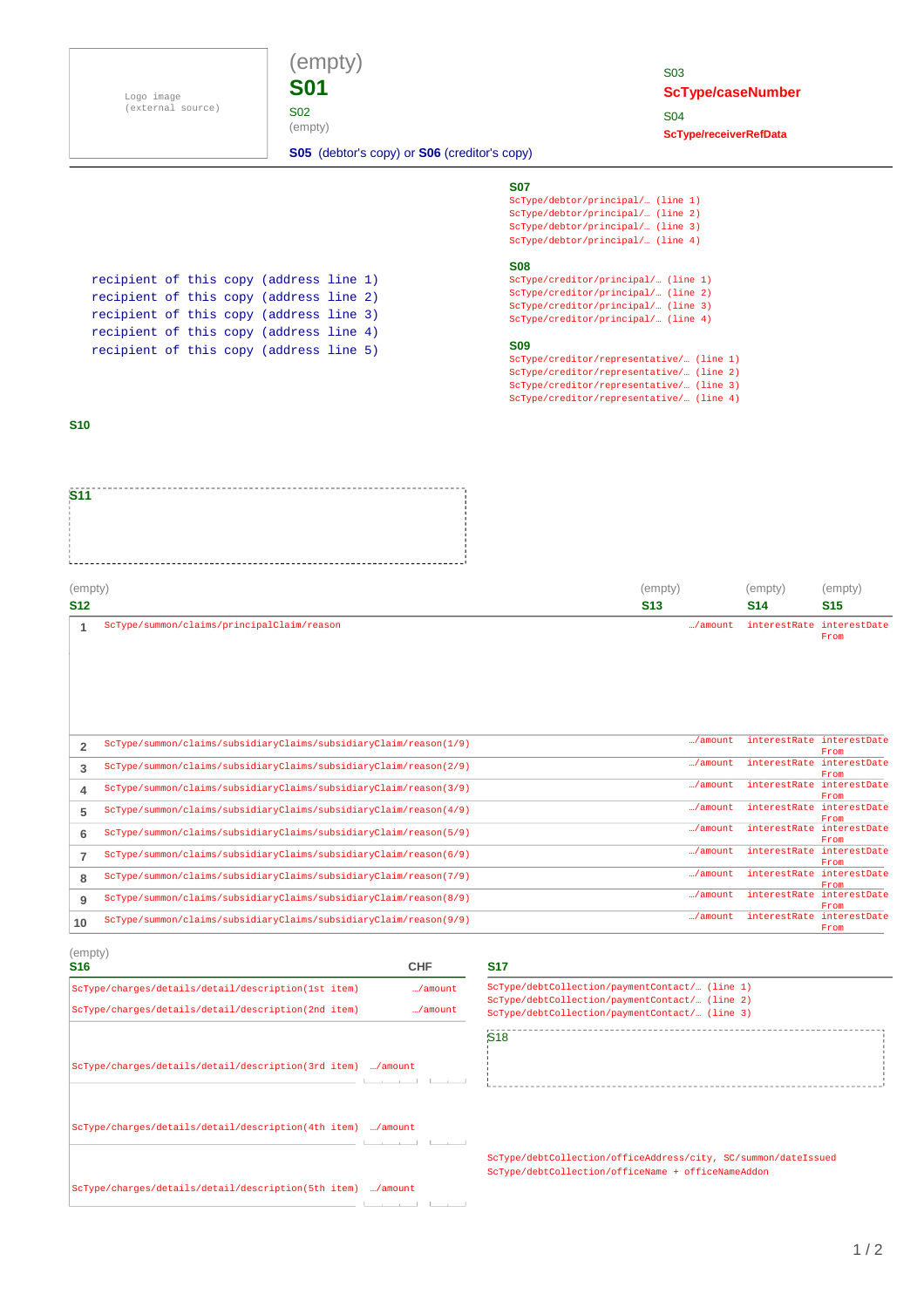Logo image
(external source)

(empty)

**S01**

S02
(empty)

**S05** (debtor's copy) or **S06** (creditor's copy)

S03
**ScType/caseNumber**

S04
**ScType/receiverRefData**

---

**S07**
ScType/debtor/principal/… (line 1)
ScType/debtor/principal/… (line 2)
ScType/debtor/principal/… (line 3)
ScType/debtor/principal/… (line 4)

**S08**
ScType/creditor/principal/… (line 1)
ScType/creditor/principal/… (line 2)
ScType/creditor/principal/… (line 3)
ScType/creditor/principal/… (line 4)

**S09**
ScType/creditor/representative/… (line 1)
ScType/creditor/representative/… (line 2)
ScType/creditor/representative/… (line 3)
ScType/creditor/representative/… (line 4)

recipient of this copy (address line 1)
recipient of this copy (address line 2)
recipient of this copy (address line 3)
recipient of this copy (address line 4)
recipient of this copy (address line 5)

**S10**

**S11**

| | (empty) **S12** | (empty) **S13** | (empty) **S14** | (empty) **S15** |
|---|---|---|---|---|
| 1 | ScType/summon/claims/principalClaim/reason | …/amount | interestRate | interestDate From |
| 2 | ScType/summon/claims/subsidiaryClaims/subsidiaryClaim/reason(1/9) | …/amount | interestRate | interestDate From |
| 3 | ScType/summon/claims/subsidiaryClaims/subsidiaryClaim/reason(2/9) | …/amount | interestRate | interestDate From |
| 4 | ScType/summon/claims/subsidiaryClaims/subsidiaryClaim/reason(3/9) | …/amount | interestRate | interestDate From |
| 5 | ScType/summon/claims/subsidiaryClaims/subsidiaryClaim/reason(4/9) | …/amount | interestRate | interestDate From |
| 6 | ScType/summon/claims/subsidiaryClaims/subsidiaryClaim/reason(5/9) | …/amount | interestRate | interestDate From |
| 7 | ScType/summon/claims/subsidiaryClaims/subsidiaryClaim/reason(6/9) | …/amount | interestRate | interestDate From |
| 8 | ScType/summon/claims/subsidiaryClaims/subsidiaryClaim/reason(7/9) | …/amount | interestRate | interestDate From |
| 9 | ScType/summon/claims/subsidiaryClaims/subsidiaryClaim/reason(8/9) | …/amount | interestRate | interestDate From |
| 10 | ScType/summon/claims/subsidiaryClaims/subsidiaryClaim/reason(9/9) | …/amount | interestRate | interestDate From |

| (empty) **S16** | CHF |
|---|---|
| ScType/charges/details/detail/description(1st item) | …/amount |
| ScType/charges/details/detail/description(2nd item) | …/amount |
| ScType/charges/details/detail/description(3rd item) | …/amount |
| ScType/charges/details/detail/description(4th item) | …/amount |
| ScType/charges/details/detail/description(5th item) | …/amount |

**S17**
ScType/debtCollection/paymentContact/… (line 1)
ScType/debtCollection/paymentContact/… (line 2)
ScType/debtCollection/paymentContact/… (line 3)

S18

ScType/debtCollection/officeAddress/city, SC/summon/dateIssued
ScType/debtCollection/officeName + officeNameAddon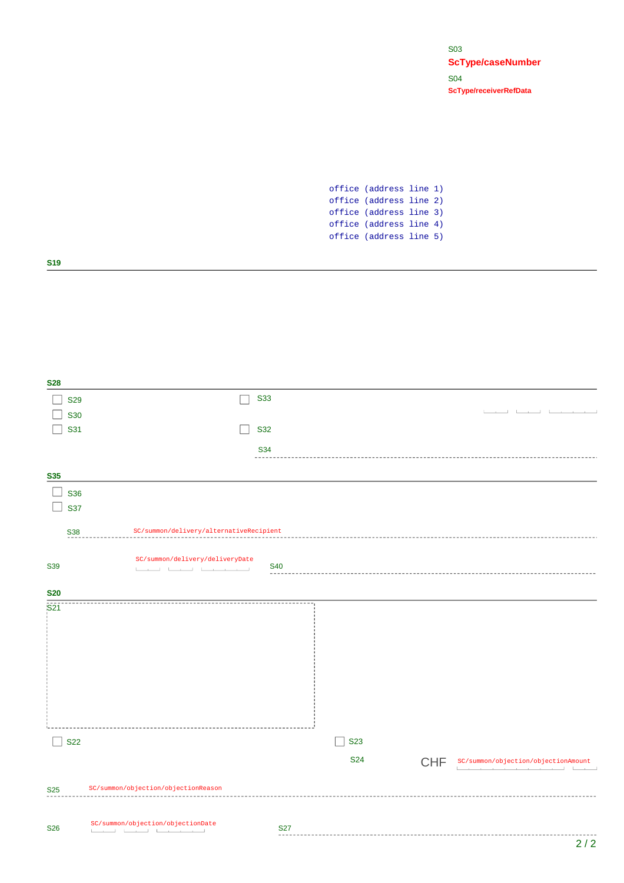S03

**ScType/caseNumber**

S04

**ScType/receiverRefData**

```
office (address line 1)
office (address line 2)
office (address line 3)
office (address line 4)
office (address line 5)
```

**S19**

**S28**

- ☐ S29
- ☐ S30
- ☐ S31
- ☐ S33
- ☐ S32

S34

**S35**

- ☐ S36
- ☐ S37

S38 SC/summon/delivery/alternativeRecipient

S39 SC/summon/delivery/deliveryDate S40

**S20**

S21

- ☐ S22
- ☐ S23

S24 CHF SC/summon/objection/objectionAmount

S25 SC/summon/objection/objectionReason

S26 SC/summon/objection/objectionDate S27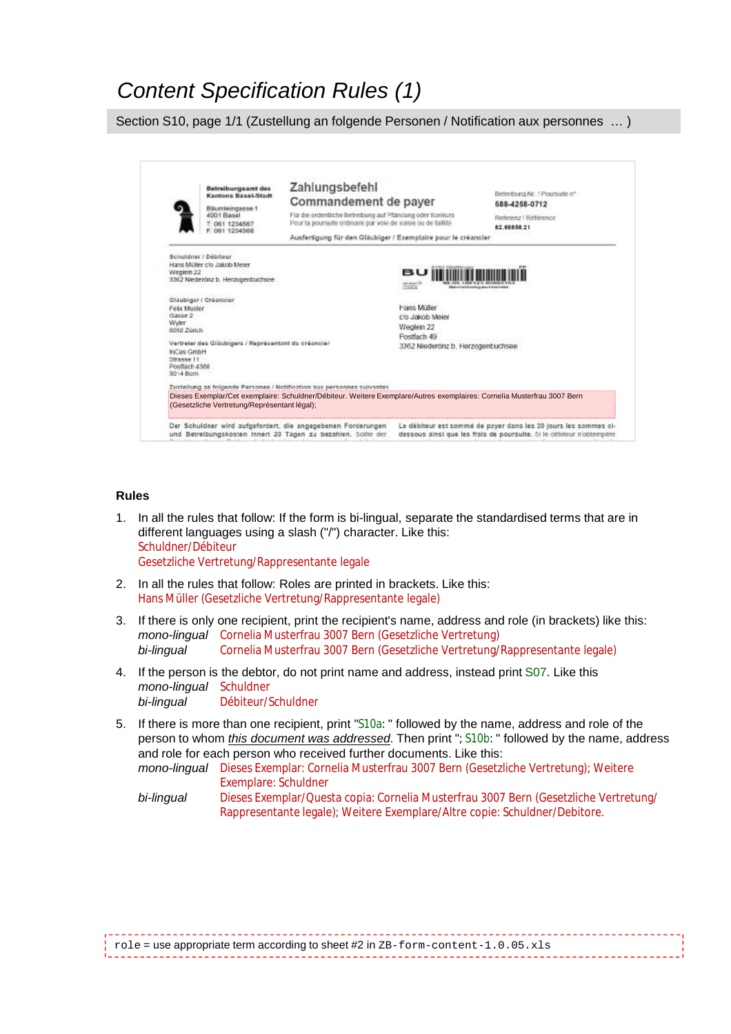# *Content Specification Rules (1)*

Section S10, page 1/1 (Zustellung an folgende Personen / Notification aux personnes … )

Betreibungsamt des Kantons Basel-Stadt
Bäumleingasse 1
4001 Basel
T: 061 1234567
F: 061 1234568

Zahlungsbefehl
Commandement de payer

Für die ordentliche Betreibung auf Pfändung oder Konkurs
Pour la poursuite ordinaire par voie de saisie ou de faillite

Betreibung Nr. / Poursuite n°
588-4258-0712

Referenz / Référence
82.65858.21

Ausfertigung für den Gläubiger / Exemplaire pour le créancier

Schuldner / Débiteur
Hans Müller c/o Jakob Meier
Weglein 22
3362 Niederönz b. Herzogenbuchsee

Gläubiger / Créancier
Felix Muster
Gasse 2
Wyler
8092 Zürich

Vertreter des Gläubigers / Représentant du créancier
InCas GmbH
Strasse 11
Postfach 4388
3014 Bern

Hans Müller
c/o Jakob Meier
Weglein 22
Postfach 49
3362 Niederönz b. Herzogenbuchsee

Zustellung an folgende Personen / Notification aux personnes suivantes
Dieses Exemplar/Cet exemplaire: Schuldner/Débiteur. Weitere Exemplare/Autres exemplaires: Cornelia Musterfrau 3007 Bern (Gesetzliche Vertretung/Représentant légal);

Der Schuldner wird aufgefordert, die angegebenen Forderungen und Betreibungskosten innert 20 Tagen zu bezahlen. Sollte der …

Le débiteur est sommé de payer dans les 20 jours les sommes ci-dessous ainsi que les frais de poursuite. Si le débiteur n'obtempère …

### Rules

1. In all the rules that follow: If the form is bi-lingual, separate the standardised terms that are in different languages using a slash ("/") character. Like this:
   Schuldner/Débiteur
   Gesetzliche Vertretung/Rappresentante legale
2. In all the rules that follow: Roles are printed in brackets. Like this:
   Hans Müller (Gesetzliche Vertretung/Rappresentante legale)
3. If there is only one recipient, print the recipient's name, address and role (in brackets) like this:
   *mono-lingual* Cornelia Musterfrau 3007 Bern (Gesetzliche Vertretung)
   *bi-lingual* Cornelia Musterfrau 3007 Bern (Gesetzliche Vertretung/Rappresentante legale)
4. If the person is the debtor, do not print name and address, instead print S07. Like this
   *mono-lingual* Schuldner
   *bi-lingual* Débiteur/Schuldner
5. If there is more than one recipient, print "S10a: " followed by the name, address and role of the person to whom *this document was addressed*. Then print "; S10b: " followed by the name, address and role for each person who received further documents. Like this:
   *mono-lingual* Dieses Exemplar: Cornelia Musterfrau 3007 Bern (Gesetzliche Vertretung); Weitere Exemplare: Schuldner
   *bi-lingual* Dieses Exemplar/Questa copia: Cornelia Musterfrau 3007 Bern (Gesetzliche Vertretung/Rappresentante legale); Weitere Exemplare/Altre copie: Schuldner/Debitore.

`role` = use appropriate term according to sheet #2 in `ZB-form-content-1.0.05.xls`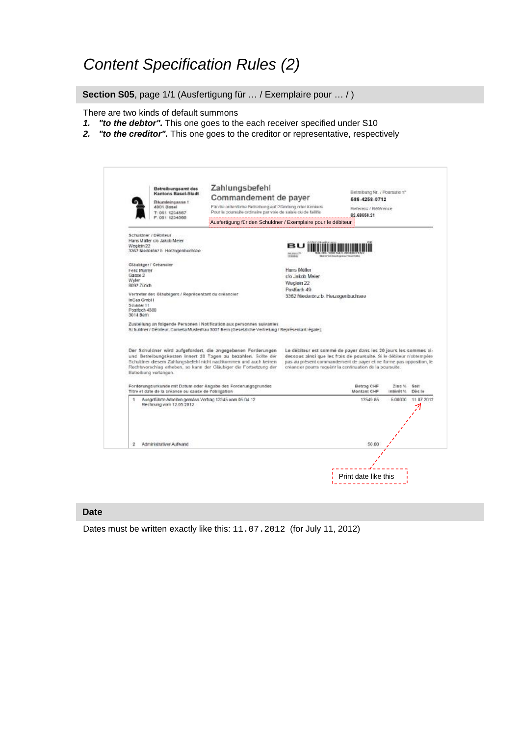# Content Specification Rules (2)

## **Section S05**, page 1/1 (Ausfertigung für … / Exemplaire pour … / )

There are two kinds of default summons

1. ***"to the debtor".*** This one goes to the each receiver specified under S10
2. ***"to the creditor".*** This one goes to the creditor or representative, respectively

Print date like this

## Date

Dates must be written exactly like this: `11.07.2012` (for July 11, 2012)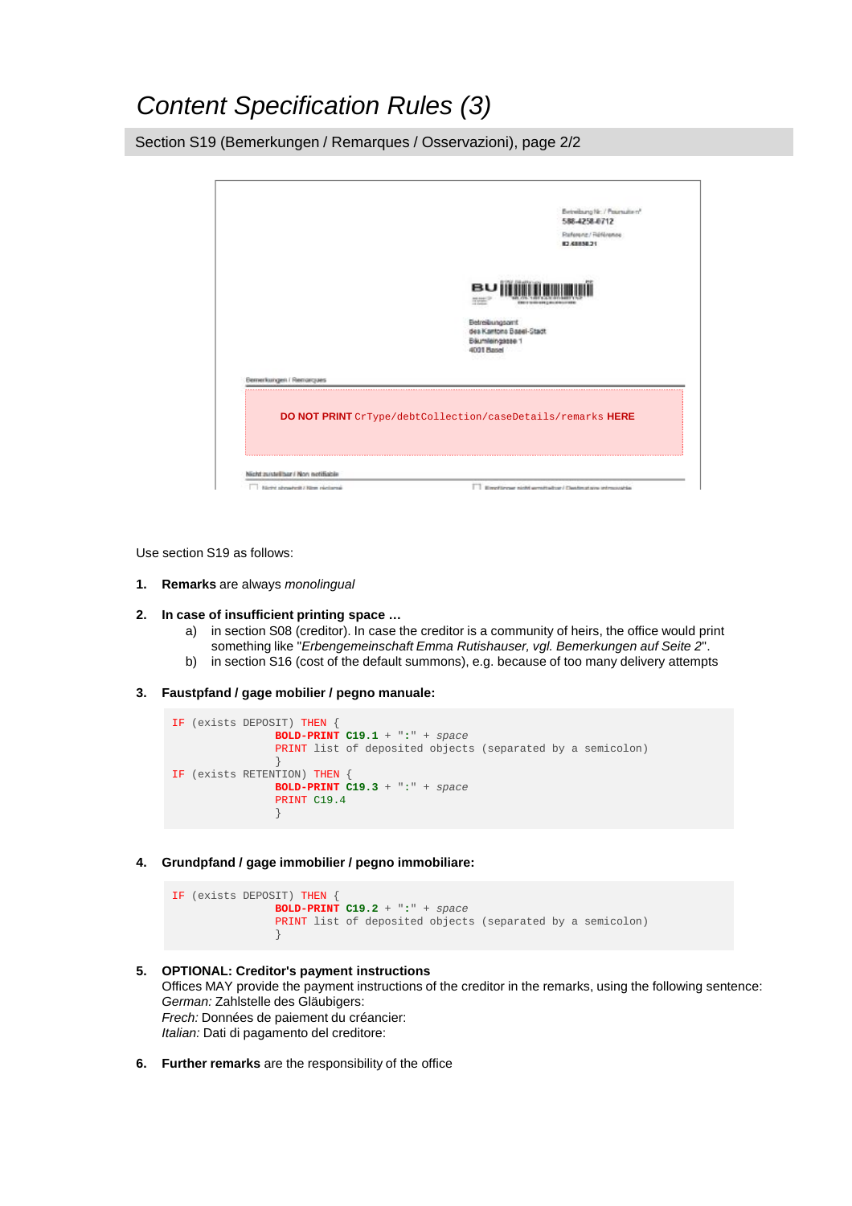# Content Specification Rules (3)

## Section S19 (Bemerkungen / Remarques / Osservazioni), page 2/2

Betreibung Nr. / Poursuite n°
588-4258-0712
Referenz / Référence
82.48838.21

Betreibungsamt
des Kantons Basel-Stadt
Bäumleingasse 1
4001 Basel

Bemerkungen / Remarques

DO NOT PRINT `CrType/debtCollection/caseDetails/remarks` HERE

Nicht zustellbar / Non notifiable

Use section S19 as follows:

1. **Remarks** are always *monolingual*
2. **In case of insufficient printing space …**
   a) in section S08 (creditor). In case the creditor is a community of heirs, the office would print something like "*Erbengemeinschaft Emma Rutishauser, vgl. Bemerkungen auf Seite 2*".
   b) in section S16 (cost of the default summons), e.g. because of too many delivery attempts
3. **Faustpfand / gage mobilier / pegno manuale:**

```
IF (exists DEPOSIT) THEN {
                BOLD-PRINT C19.1 + ":" + space
                PRINT list of deposited objects (separated by a semicolon)
                }
IF (exists RETENTION) THEN {
                BOLD-PRINT C19.3 + ":" + space
                PRINT C19.4
                }
```

4. **Grundpfand / gage immobilier / pegno immobiliare:**

```
IF (exists DEPOSIT) THEN {
                BOLD-PRINT C19.2 + ":" + space
                PRINT list of deposited objects (separated by a semicolon)
                }
```

5. **OPTIONAL: Creditor's payment instructions**
   Offices MAY provide the payment instructions of the creditor in the remarks, using the following sentence:
   *German:* Zahlstelle des Gläubigers:
   *Frech:* Données de paiement du créancier:
   *Italian:* Dati di pagamento del creditore:
6. **Further remarks** are the responsibility of the office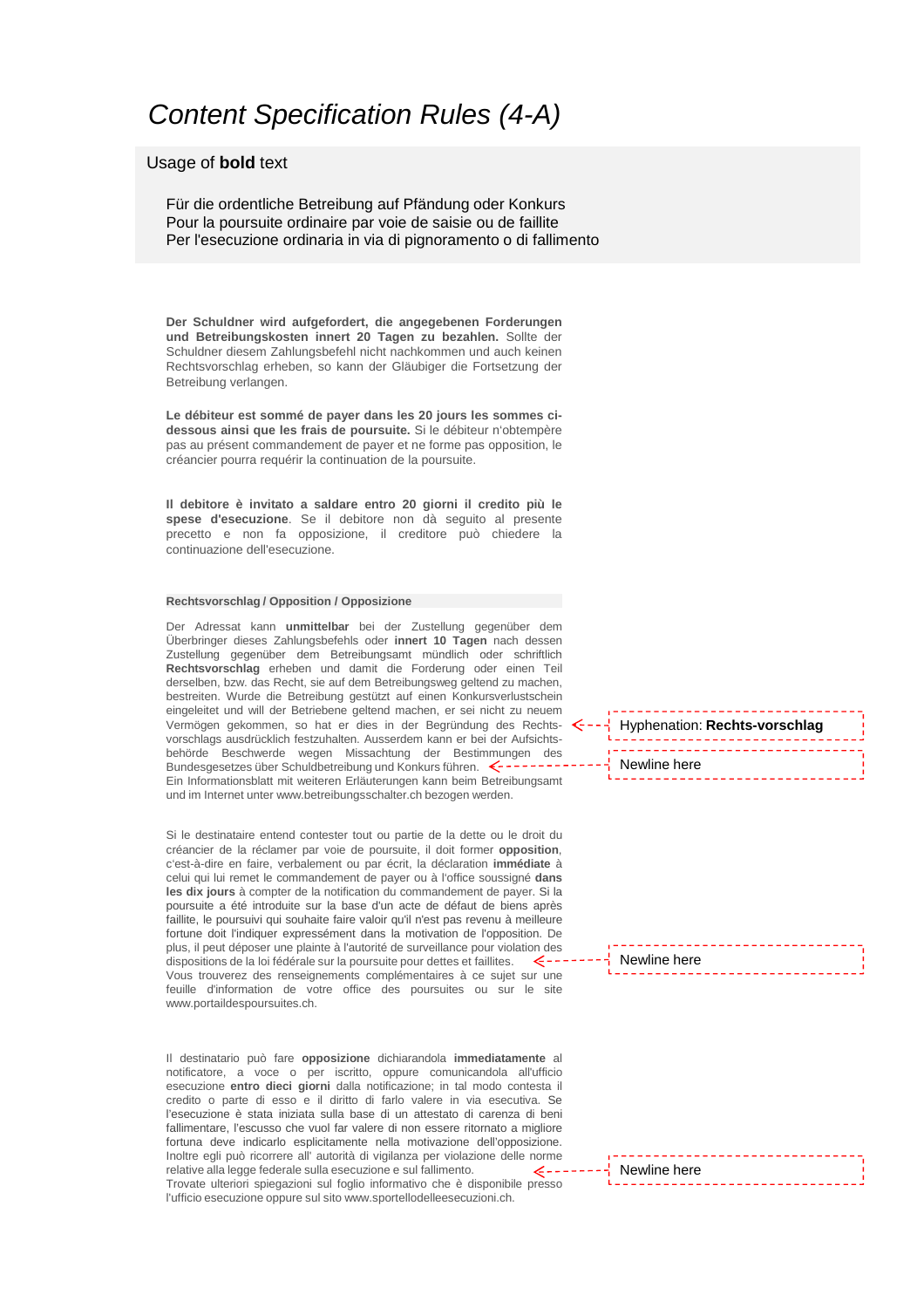# *Content Specification Rules (4-A)*

Usage of **bold** text

Für die ordentliche Betreibung auf Pfändung oder Konkurs
Pour la poursuite ordinaire par voie de saisie ou de faillite
Per l'esecuzione ordinaria in via di pignoramento o di fallimento

**Der Schuldner wird aufgefordert, die angegebenen Forderungen und Betreibungskosten innert 20 Tagen zu bezahlen.** Sollte der Schuldner diesem Zahlungsbefehl nicht nachkommen und auch keinen Rechtsvorschlag erheben, so kann der Gläubiger die Fortsetzung der Betreibung verlangen.

**Le débiteur est sommé de payer dans les 20 jours les sommes ci-dessous ainsi que les frais de poursuite.** Si le débiteur n'obtempère pas au présent commandement de payer et ne forme pas opposition, le créancier pourra requérir la continuation de la poursuite.

**Il debitore è invitato a saldare entro 20 giorni il credito più le spese d'esecuzione**. Se il debitore non dà seguito al presente precetto e non fa opposizione, il creditore può chiedere la continuazione dell'esecuzione.

**Rechtsvorschlag / Opposition / Opposizione**

Der Adressat kann **unmittelbar** bei der Zustellung gegenüber dem Überbringer dieses Zahlungsbefehls oder **innert 10 Tagen** nach dessen Zustellung gegenüber dem Betreibungsamt mündlich oder schriftlich **Rechtsvorschlag** erheben und damit die Forderung oder einen Teil derselben, bzw. das Recht, sie auf dem Betreibungsweg geltend zu machen, bestreiten. Wurde die Betreibung gestützt auf einen Konkursverlustschein eingeleitet und will der Betriebene geltend machen, er sei nicht zu neuem Vermögen gekommen, so hat er dies in der Begründung des Rechts-vorschlags ausdrücklich festzuhalten. Ausserdem kann er bei der Aufsichts-behörde Beschwerde wegen Missachtung der Bestimmungen des Bundesgesetzes über Schuldbetreibung und Konkurs führen.
Ein Informationsblatt mit weiteren Erläuterungen kann beim Betreibungsamt und im Internet unter www.betreibungsschalter.ch bezogen werden.

Hyphenation: **Rechts-vorschlag**

Newline here

Si le destinataire entend contester tout ou partie de la dette ou le droit du créancier de la réclamer par voie de poursuite, il doit former **opposition**, c'est-à-dire en faire, verbalement ou par écrit, la déclaration **immédiate** à celui qui lui remet le commandement de payer ou à l'office soussigné **dans les dix jours** à compter de la notification du commandement de payer. Si la poursuite a été introduite sur la base d'un acte de défaut de biens après faillite, le poursuivi qui souhaite faire valoir qu'il n'est pas revenu à meilleure fortune doit l'indiquer expressément dans la motivation de l'opposition. De plus, il peut déposer une plainte à l'autorité de surveillance pour violation des dispositions de la loi fédérale sur la poursuite pour dettes et faillites.
Vous trouverez des renseignements complémentaires à ce sujet sur une feuille d'information de votre office des poursuites ou sur le site www.portaildespoursuites.ch.

Newline here

Il destinatario può fare **opposizione** dichiarandola **immediatamente** al notificatore, a voce o per iscritto, oppure comunicandola all'ufficio esecuzione **entro dieci giorni** dalla notificazione; in tal modo contesta il credito o parte di esso e il diritto di farlo valere in via esecutiva. Se l'esecuzione è stata iniziata sulla base di un attestato di carenza di beni fallimentare, l'escusso che vuol far valere di non essere ritornato a migliore fortuna deve indicarlo esplicitamente nella motivazione dell'opposizione. Inoltre egli può ricorrere all' autorità di vigilanza per violazione delle norme relative alla legge federale sulla esecuzione e sul fallimento.
Trovate ulteriori spiegazioni sul foglio informativo che è disponibile presso l'ufficio esecuzione oppure sul sito www.sportellodelleesecuzioni.ch.

Newline here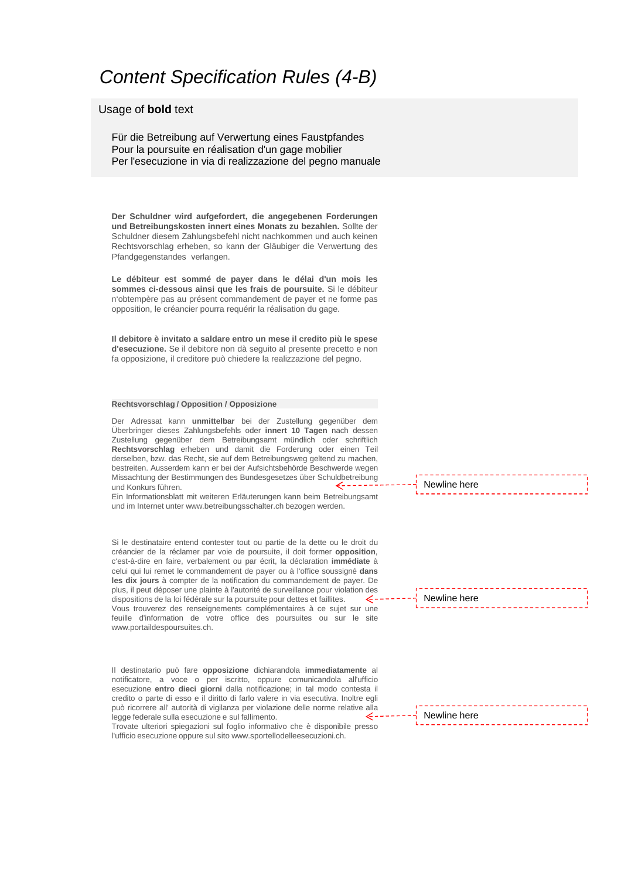# *Content Specification Rules (4-B)*

Usage of **bold** text

Für die Betreibung auf Verwertung eines Faustpfandes
Pour la poursuite en réalisation d'un gage mobilier
Per l'esecuzione in via di realizzazione del pegno manuale

**Der Schuldner wird aufgefordert, die angegebenen Forderungen und Betreibungskosten innert eines Monats zu bezahlen.** Sollte der Schuldner diesem Zahlungsbefehl nicht nachkommen und auch keinen Rechtsvorschlag erheben, so kann der Gläubiger die Verwertung des Pfandgegenstandes verlangen.

**Le débiteur est sommé de payer dans le délai d'un mois les sommes ci-dessous ainsi que les frais de poursuite.** Si le débiteur n'obtempère pas au présent commandement de payer et ne forme pas opposition, le créancier pourra requérir la réalisation du gage.

**Il debitore è invitato a saldare entro un mese il credito più le spese d'esecuzione.** Se il debitore non dà seguito al presente precetto e non fa opposizione, il creditore può chiedere la realizzazione del pegno.

**Rechtsvorschlag / Opposition / Opposizione**

Der Adressat kann **unmittelbar** bei der Zustellung gegenüber dem Überbringer dieses Zahlungsbefehls oder **innert 10 Tagen** nach dessen Zustellung gegenüber dem Betreibungsamt mündlich oder schriftlich **Rechtsvorschlag** erheben und damit die Forderung oder einen Teil derselben, bzw. das Recht, sie auf dem Betreibungsweg geltend zu machen, bestreiten. Ausserdem kann er bei der Aufsichtsbehörde Beschwerde wegen Missachtung der Bestimmungen des Bundesgesetzes über Schuldbetreibung und Konkurs führen.
Ein Informationsblatt mit weiteren Erläuterungen kann beim Betreibungsamt und im Internet unter www.betreibungsschalter.ch bezogen werden.

Newline here

Si le destinataire entend contester tout ou partie de la dette ou le droit du créancier de la réclamer par voie de poursuite, il doit former **opposition**, c'est-à-dire en faire, verbalement ou par écrit, la déclaration **immédiate** à celui qui lui remet le commandement de payer ou à l'office soussigné **dans les dix jours** à compter de la notification du commandement de payer. De plus, il peut déposer une plainte à l'autorité de surveillance pour violation des dispositions de la loi fédérale sur la poursuite pour dettes et faillites.
Vous trouverez des renseignements complémentaires à ce sujet sur une feuille d'information de votre office des poursuites ou sur le site www.portaildespoursuites.ch.

Newline here

Il destinatario può fare **opposizione** dichiarandola **immediatamente** al notificatore, a voce o per iscritto, oppure comunicandola all'ufficio esecuzione **entro dieci giorni** dalla notificazione; in tal modo contesta il credito o parte di esso e il diritto di farlo valere in via esecutiva. Inoltre egli può ricorrere all' autorità di vigilanza per violazione delle norme relative alla legge federale sulla esecuzione e sul fallimento.
Trovate ulteriori spiegazioni sul foglio informativo che è disponibile presso l'ufficio esecuzione oppure sul sito www.sportellodelleesecuzioni.ch.

Newline here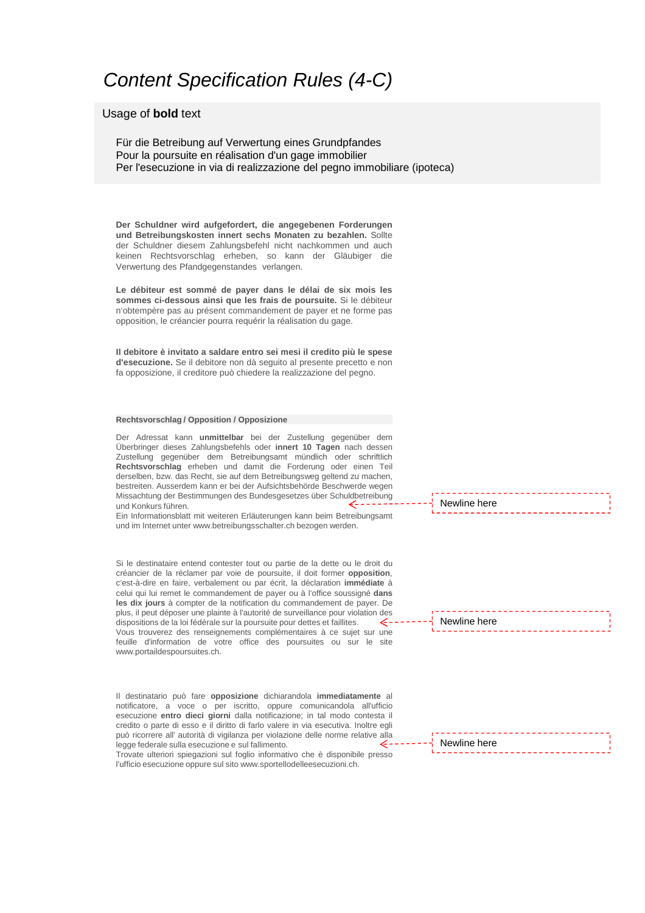# *Content Specification Rules (4-C)*

Usage of **bold** text

Für die Betreibung auf Verwertung eines Grundpfandes
Pour la poursuite en réalisation d'un gage immobilier
Per l'esecuzione in via di realizzazione del pegno immobiliare (ipoteca)

**Der Schuldner wird aufgefordert, die angegebenen Forderungen und Betreibungskosten innert sechs Monaten zu bezahlen.** Sollte der Schuldner diesem Zahlungsbefehl nicht nachkommen und auch keinen Rechtsvorschlag erheben, so kann der Gläubiger die Verwertung des Pfandgegenstandes verlangen.

**Le débiteur est sommé de payer dans le délai de six mois les sommes ci-dessous ainsi que les frais de poursuite.** Si le débiteur n'obtempère pas au présent commandement de payer et ne forme pas opposition, le créancier pourra requérir la réalisation du gage.

**Il debitore è invitato a saldare entro sei mesi il credito più le spese d'esecuzione.** Se il debitore non dà seguito al presente precetto e non fa opposizione, il creditore può chiedere la realizzazione del pegno.

**Rechtsvorschlag / Opposition / Opposizione**

Der Adressat kann **unmittelbar** bei der Zustellung gegenüber dem Überbringer dieses Zahlungsbefehls oder **innert 10 Tagen** nach dessen Zustellung gegenüber dem Betreibungsamt mündlich oder schriftlich **Rechtsvorschlag** erheben und damit die Forderung oder einen Teil derselben, bzw. das Recht, sie auf dem Betreibungsweg geltend zu machen, bestreiten. Ausserdem kann er bei der Aufsichtsbehörde Beschwerde wegen Missachtung der Bestimmungen des Bundesgesetzes über Schuldbetreibung und Konkurs führen.
Ein Informationsblatt mit weiteren Erläuterungen kann beim Betreibungsamt und im Internet unter www.betreibungsschalter.ch bezogen werden.

Newline here

Si le destinataire entend contester tout ou partie de la dette ou le droit du créancier de la réclamer par voie de poursuite, il doit former **opposition**, c'est-à-dire en faire, verbalement ou par écrit, la déclaration **immédiate** à celui qui lui remet le commandement de payer ou à l'office soussigné **dans les dix jours** à compter de la notification du commandement de payer. De plus, il peut déposer une plainte à l'autorité de surveillance pour violation des dispositions de la loi fédérale sur la poursuite pour dettes et faillites.
Vous trouverez des renseignements complémentaires à ce sujet sur une feuille d'information de votre office des poursuites ou sur le site www.portaildespoursuites.ch.

Newline here

Il destinatario può fare **opposizione** dichiarandola **immediatamente** al notificatore, a voce o per iscritto, oppure comunicandola all'ufficio esecuzione **entro dieci giorni** dalla notificazione; in tal modo contesta il credito o parte di esso e il diritto di farlo valere in via esecutiva. Inoltre egli può ricorrere all' autorità di vigilanza per violazione delle norme relative alla legge federale sulla esecuzione e sul fallimento.
Trovate ulteriori spiegazioni sul foglio informativo che è disponibile presso l'ufficio esecuzione oppure sul sito www.sportellodelleesecuzioni.ch.

Newline here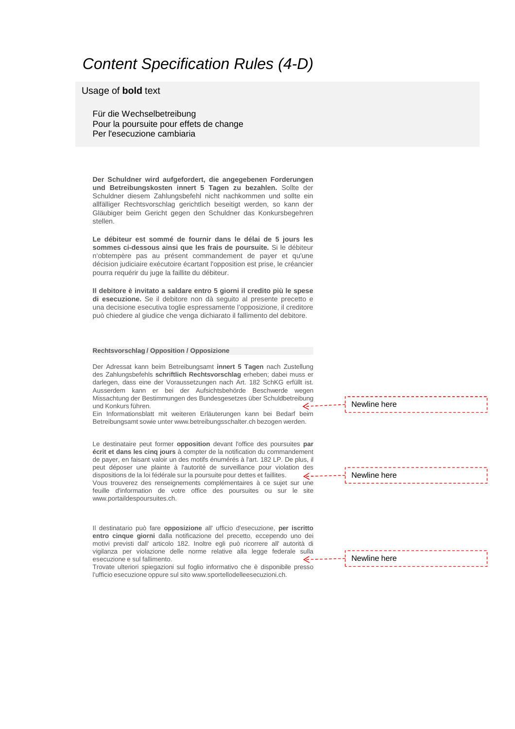# *Content Specification Rules (4-D)*

Usage of **bold** text

Für die Wechselbetreibung
Pour la poursuite pour effets de change
Per l'esecuzione cambiaria

**Der Schuldner wird aufgefordert, die angegebenen Forderungen und Betreibungskosten innert 5 Tagen zu bezahlen.** Sollte der Schuldner diesem Zahlungsbefehl nicht nachkommen und sollte ein allfälliger Rechtsvorschlag gerichtlich beseitigt werden, so kann der Gläubiger beim Gericht gegen den Schuldner das Konkursbegehren stellen.

**Le débiteur est sommé de fournir dans le délai de 5 jours les sommes ci-dessous ainsi que les frais de poursuite.** Si le débiteur n'obtempère pas au présent commandement de payer et qu'une décision judiciaire exécutoire écartant l'opposition est prise, le créancier pourra requérir du juge la faillite du débiteur.

**Il debitore è invitato a saldare entro 5 giorni il credito più le spese di esecuzione.** Se il debitore non dà seguito al presente precetto e una decisione esecutiva toglie espressamente l'opposizione, il creditore può chiedere al giudice che venga dichiarato il fallimento del debitore.

**Rechtsvorschlag / Opposition / Opposizione**

Der Adressat kann beim Betreibungsamt **innert 5 Tagen** nach Zustellung des Zahlungsbefehls **schriftlich Rechtsvorschlag** erheben; dabei muss er darlegen, dass eine der Voraussetzungen nach Art. 182 SchKG erfüllt ist. Ausserdem kann er bei der Aufsichtsbehörde Beschwerde wegen Missachtung der Bestimmungen des Bundesgesetzes über Schuldbetreibung und Konkurs führen.
Ein Informationsblatt mit weiteren Erläuterungen kann bei Bedarf beim Betreibungsamt sowie unter www.betreibungsschalter.ch bezogen werden.

Newline here

Le destinataire peut former **opposition** devant l'office des poursuites **par écrit et dans les cinq jours** à compter de la notification du commandement de payer, en faisant valoir un des motifs énumérés à l'art. 182 LP. De plus, il peut déposer une plainte à l'autorité de surveillance pour violation des dispositions de la loi fédérale sur la poursuite pour dettes et faillites.
Vous trouverez des renseignements complémentaires à ce sujet sur une feuille d'information de votre office des poursuites ou sur le site www.portaildespoursuites.ch.

Newline here

Il destinatario può fare **opposizione** all' ufficio d'esecuzione, **per iscritto entro cinque giorni** dalla notificazione del precetto, eccependo uno dei motivi previsti dall' articolo 182. Inoltre egli può ricorrere all' autorità di vigilanza per violazione delle norme relative alla legge federale sulla esecuzione e sul fallimento.
Trovate ulteriori spiegazioni sul foglio informativo che è disponibile presso l'ufficio esecuzione oppure sul sito www.sportellodelleesecuzioni.ch.

Newline here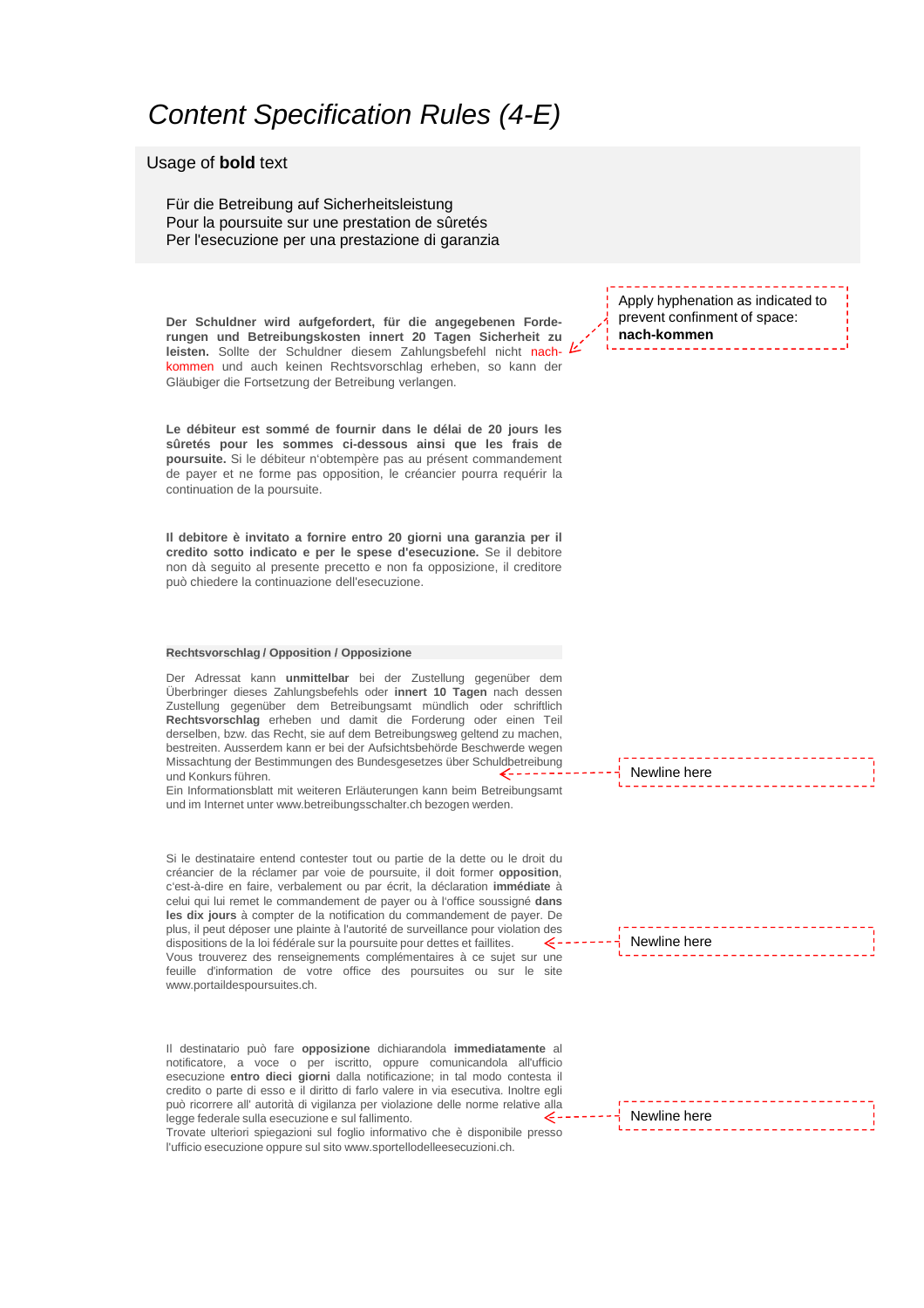# *Content Specification Rules (4-E)*

Usage of **bold** text

Für die Betreibung auf Sicherheitsleistung
Pour la poursuite sur une prestation de sûretés
Per l'esecuzione per una prestazione di garanzia

**Der Schuldner wird aufgefordert, für die angegebenen Forderungen und Betreibungskosten innert 20 Tagen Sicherheit zu leisten.** Sollte der Schuldner diesem Zahlungsbefehl nicht nach-kommen und auch keinen Rechtsvorschlag erheben, so kann der Gläubiger die Fortsetzung der Betreibung verlangen.

Apply hyphenation as indicated to prevent confinment of space: **nach-kommen**

**Le débiteur est sommé de fournir dans le délai de 20 jours les sûretés pour les sommes ci-dessous ainsi que les frais de poursuite.** Si le débiteur n'obtempère pas au présent commandement de payer et ne forme pas opposition, le créancier pourra requérir la continuation de la poursuite.

**Il debitore è invitato a fornire entro 20 giorni una garanzia per il credito sotto indicato e per le spese d'esecuzione.** Se il debitore non dà seguito al presente precetto e non fa opposizione, il creditore può chiedere la continuazione dell'esecuzione.

**Rechtsvorschlag / Opposition / Opposizione**

Der Adressat kann **unmittelbar** bei der Zustellung gegenüber dem Überbringer dieses Zahlungsbefehls oder **innert 10 Tagen** nach dessen Zustellung gegenüber dem Betreibungsamt mündlich oder schriftlich **Rechtsvorschlag** erheben und damit die Forderung oder einen Teil derselben, bzw. das Recht, sie auf dem Betreibungsweg geltend zu machen, bestreiten. Ausserdem kann er bei der Aufsichtsbehörde Beschwerde wegen Missachtung der Bestimmungen des Bundesgesetzes über Schuldbetreibung und Konkurs führen.
Ein Informationsblatt mit weiteren Erläuterungen kann beim Betreibungsamt und im Internet unter www.betreibungsschalter.ch bezogen werden.

Newline here

Si le destinataire entend contester tout ou partie de la dette ou le droit du créancier de la réclamer par voie de poursuite, il doit former **opposition**, c'est-à-dire en faire, verbalement ou par écrit, la déclaration **immédiate** à celui qui lui remet le commandement de payer ou à l'office soussigné **dans les dix jours** à compter de la notification du commandement de payer. De plus, il peut déposer une plainte à l'autorité de surveillance pour violation des dispositions de la loi fédérale sur la poursuite pour dettes et faillites.
Vous trouverez des renseignements complémentaires à ce sujet sur une feuille d'information de votre office des poursuites ou sur le site www.portaildespoursuites.ch.

Newline here

Il destinatario può fare **opposizione** dichiarandola **immediatamente** al notificatore, a voce o per iscritto, oppure comunicandola all'ufficio esecuzione **entro dieci giorni** dalla notificazione; in tal modo contesta il credito o parte di esso e il diritto di farlo valere in via esecutiva. Inoltre egli può ricorrere all' autorità di vigilanza per violazione delle norme relative alla legge federale sulla esecuzione e sul fallimento.
Trovate ulteriori spiegazioni sul foglio informativo che è disponibile presso l'ufficio esecuzione oppure sul sito www.sportellodelleesecuzioni.ch.

Newline here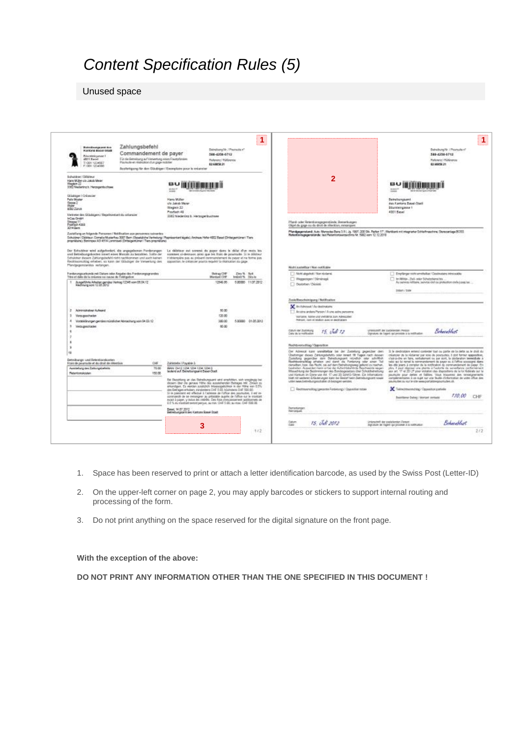# Content Specification Rules (5)

Unused space

1. Space has been reserved to print or attach a letter identification barcode, as used by the Swiss Post (Letter-ID)
2. On the upper-left corner on page 2, you may apply barcodes or stickers to support internal routing and processing of the form.
3. Do not print anything on the space reserved for the digital signature on the front page.

**With the exception of the above:**

**DO NOT PRINT ANY INFORMATION OTHER THAN THE ONE SPECIFIED IN THIS DOCUMENT !**